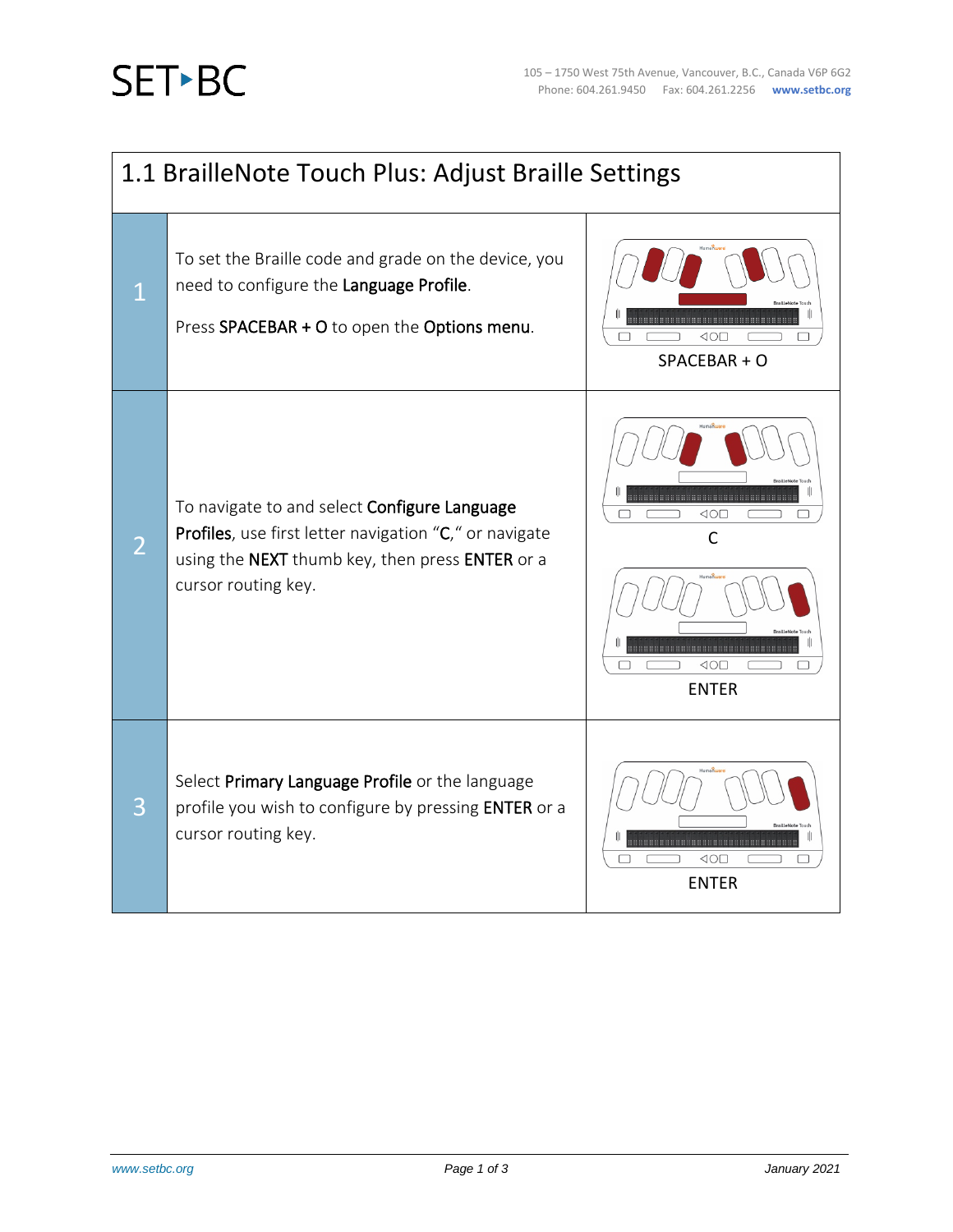# 1.1 BrailleNote Touch Plus: Adjust Braille Settings

| Step | Instructions | Keys |
| --- | --- | --- |
| 1 | To set the Braille code and grade on the device, you need to configure the **Language Profile**.<br><br>Press **SPACEBAR + O** to open the **Options menu**. | SPACEBAR + O |
| 2 | To navigate to and select **Configure Language Profiles**, use first letter navigation "**C**," or navigate using the **NEXT** thumb key, then press **ENTER** or a cursor routing key. | C<br><br>ENTER |
| 3 | Select **Primary Language Profile** or the language profile you wish to configure by pressing **ENTER** or a cursor routing key. | ENTER |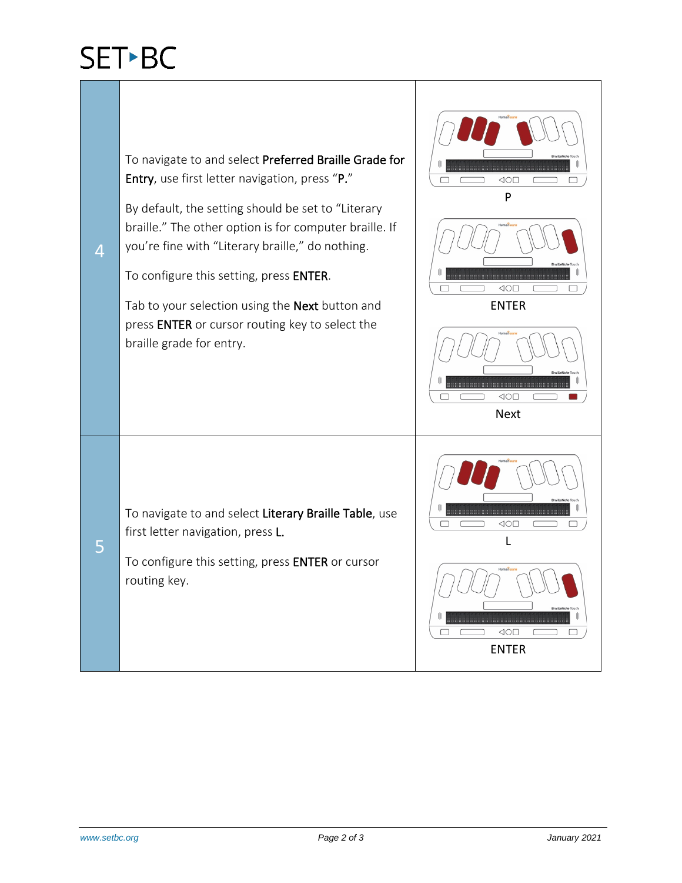| | | |
|---|---|---|
| 4 | To navigate to and select **Preferred Braille Grade for Entry**, use first letter navigation, press "**P.**"<br><br>By default, the setting should be set to "Literary braille." The other option is for computer braille. If you're fine with "Literary braille," do nothing.<br><br>To configure this setting, press **ENTER**.<br><br>Tab to your selection using the **Next** button and press **ENTER** or cursor routing key to select the braille grade for entry. | P<br><br>ENTER<br><br>Next |
| 5 | To navigate to and select **Literary Braille Table**, use first letter navigation, press **L.**<br><br>To configure this setting, press **ENTER** or cursor routing key. | L<br><br>ENTER |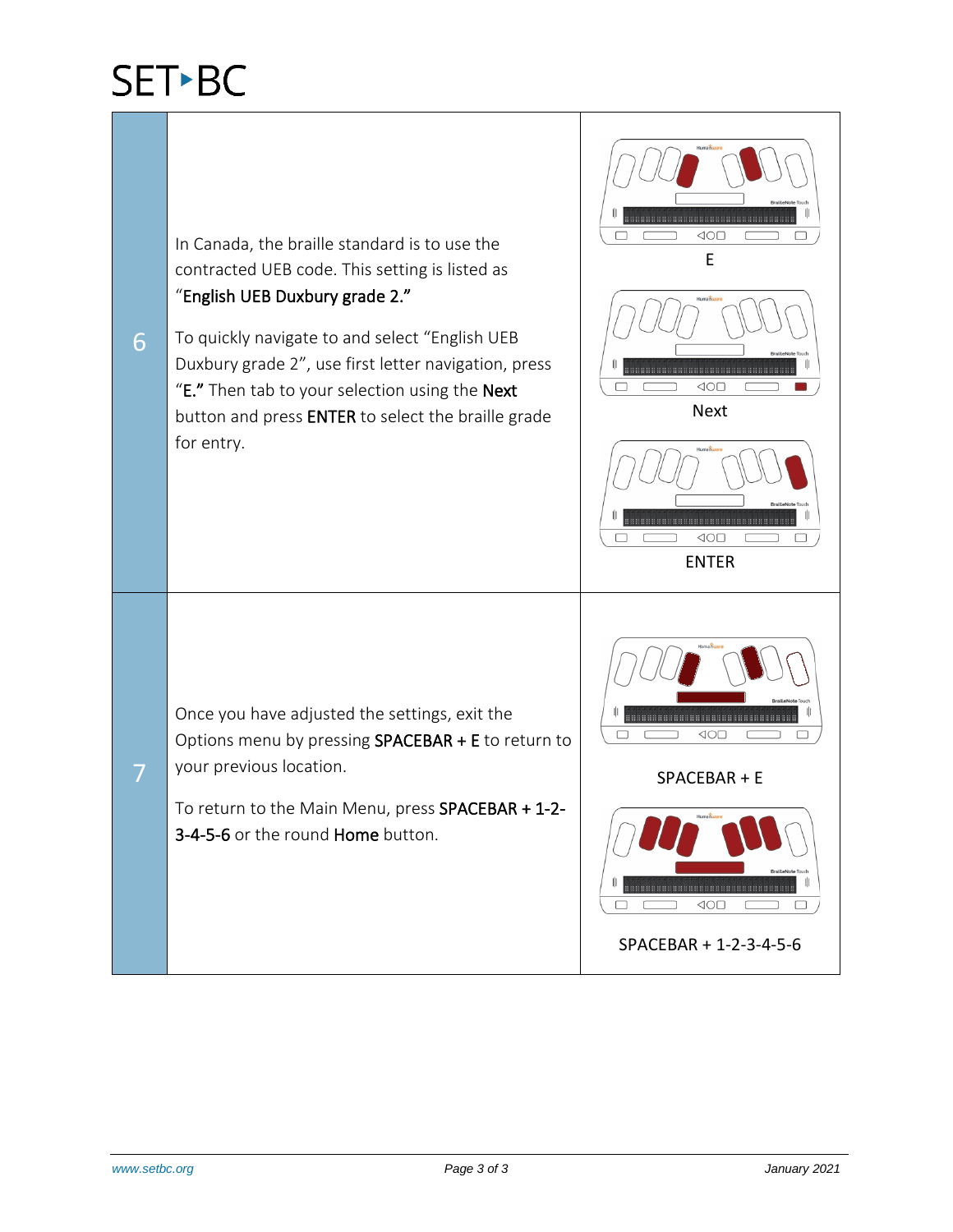| | | |
|---|---|---|
| 6 | In Canada, the braille standard is to use the contracted UEB code. This setting is listed as "**English UEB Duxbury grade 2.**"<br><br>To quickly navigate to and select "English UEB Duxbury grade 2", use first letter navigation, press "**E.**" Then tab to your selection using the **Next** button and press **ENTER** to select the braille grade for entry. | E<br><br>Next<br><br>ENTER |
| 7 | Once you have adjusted the settings, exit the Options menu by pressing **SPACEBAR + E** to return to your previous location.<br><br>To return to the Main Menu, press **SPACEBAR + 1-2-3-4-5-6** or the round **Home** button. | SPACEBAR + E<br><br>SPACEBAR + 1-2-3-4-5-6 |